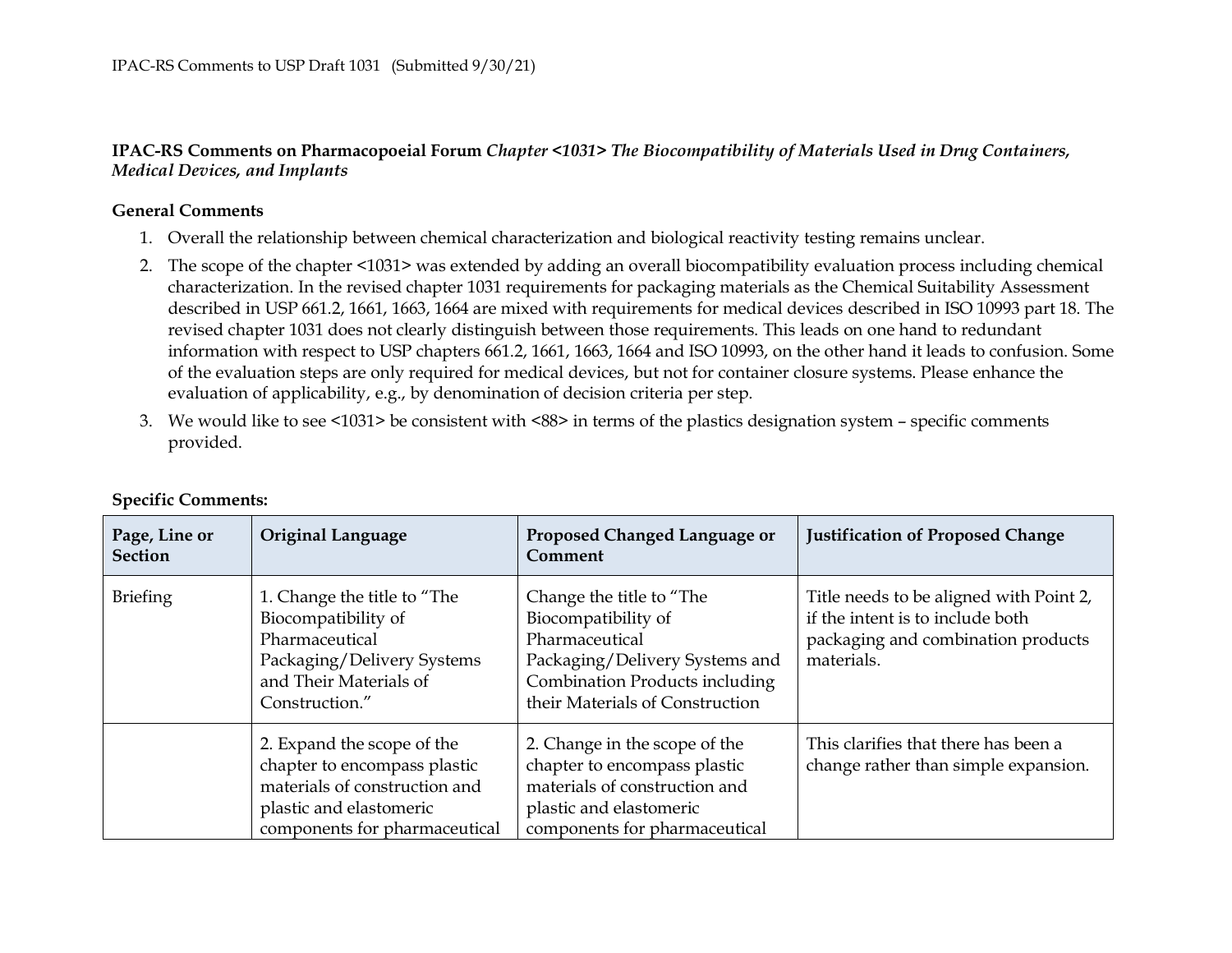**IPAC-RS Comments on Pharmacopoeial Forum** ***Chapter <1031> The Biocompatibility of Materials Used in Drug Containers, Medical Devices, and Implants***

**General Comments**

1. Overall the relationship between chemical characterization and biological reactivity testing remains unclear.
2. The scope of the chapter <1031> was extended by adding an overall biocompatibility evaluation process including chemical characterization. In the revised chapter 1031 requirements for packaging materials as the Chemical Suitability Assessment described in USP 661.2, 1661, 1663, 1664 are mixed with requirements for medical devices described in ISO 10993 part 18. The revised chapter 1031 does not clearly distinguish between those requirements. This leads on one hand to redundant information with respect to USP chapters 661.2, 1661, 1663, 1664 and ISO 10993, on the other hand it leads to confusion. Some of the evaluation steps are only required for medical devices, but not for container closure systems. Please enhance the evaluation of applicability, e.g., by denomination of decision criteria per step.
3. We would like to see <1031> be consistent with <88> in terms of the plastics designation system – specific comments provided.

**Specific Comments:**

| Page, Line or Section | Original Language | Proposed Changed Language or Comment | Justification of Proposed Change |
|---|---|---|---|
| Briefing | 1. Change the title to "The Biocompatibility of Pharmaceutical Packaging/Delivery Systems and Their Materials of Construction." | Change the title to "The Biocompatibility of Pharmaceutical Packaging/Delivery Systems and Combination Products including their Materials of Construction | Title needs to be aligned with Point 2, if the intent is to include both packaging and combination products materials. |
| | 2. Expand the scope of the chapter to encompass plastic materials of construction and plastic and elastomeric components for pharmaceutical | 2. Change in the scope of the chapter to encompass plastic materials of construction and plastic and elastomeric components for pharmaceutical | This clarifies that there has been a change rather than simple expansion. |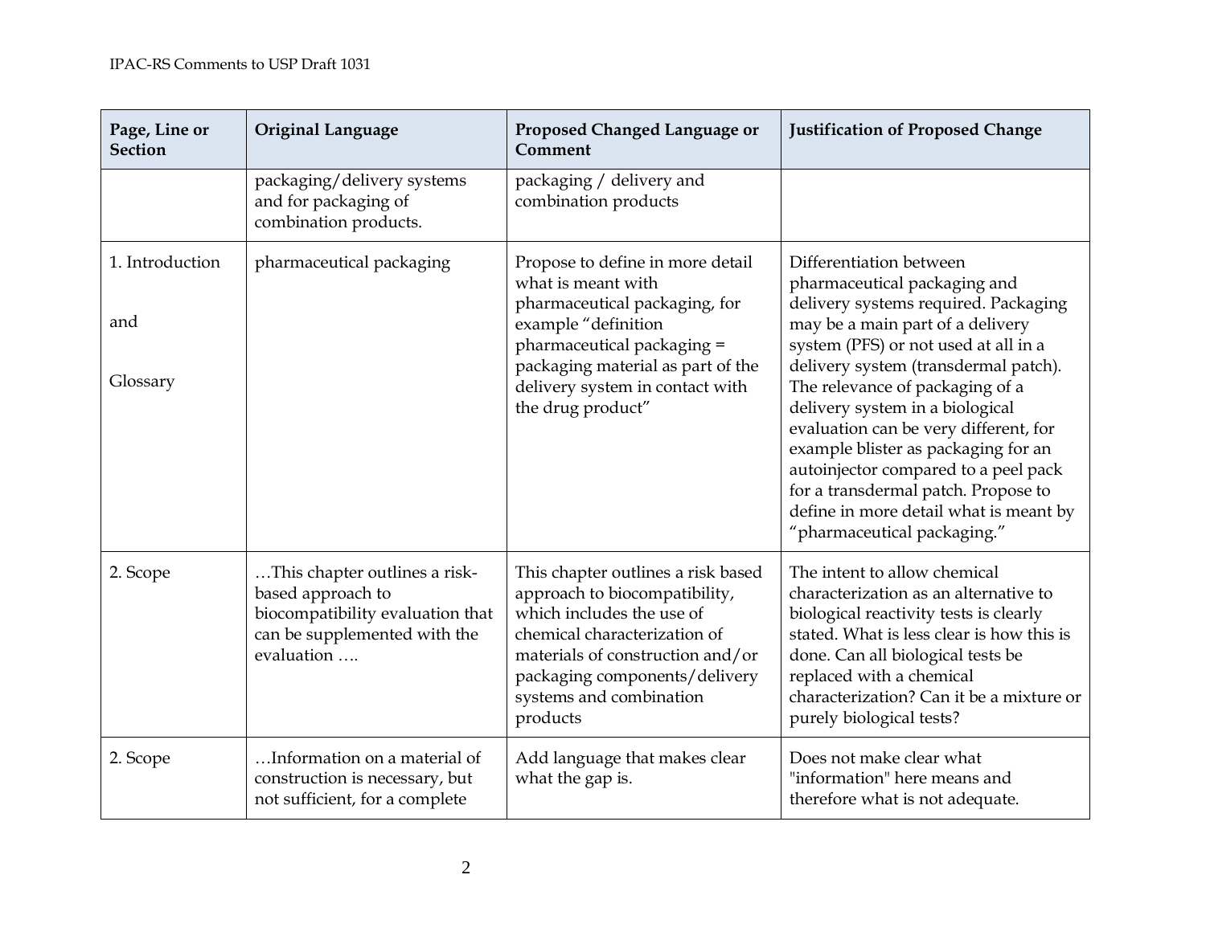| Page, Line or Section | Original Language | Proposed Changed Language or Comment | Justification of Proposed Change |
|---|---|---|---|
| | packaging/delivery systems and for packaging of combination products. | packaging / delivery and combination products | |
| 1. Introduction<br><br>and<br><br>Glossary | pharmaceutical packaging | Propose to define in more detail what is meant with pharmaceutical packaging, for example "definition pharmaceutical packaging = packaging material as part of the delivery system in contact with the drug product" | Differentiation between pharmaceutical packaging and delivery systems required. Packaging may be a main part of a delivery system (PFS) or not used at all in a delivery system (transdermal patch). The relevance of packaging of a delivery system in a biological evaluation can be very different, for example blister as packaging for an autoinjector compared to a peel pack for a transdermal patch. Propose to define in more detail what is meant by "pharmaceutical packaging." |
| 2. Scope | …This chapter outlines a risk-based approach to biocompatibility evaluation that can be supplemented with the evaluation …. | This chapter outlines a risk based approach to biocompatibility, which includes the use of chemical characterization of materials of construction and/or packaging components/delivery systems and combination products | The intent to allow chemical characterization as an alternative to biological reactivity tests is clearly stated. What is less clear is how this is done. Can all biological tests be replaced with a chemical characterization? Can it be a mixture or purely biological tests? |
| 2. Scope | …Information on a material of construction is necessary, but not sufficient, for a complete | Add language that makes clear what the gap is. | Does not make clear what "information" here means and therefore what is not adequate. |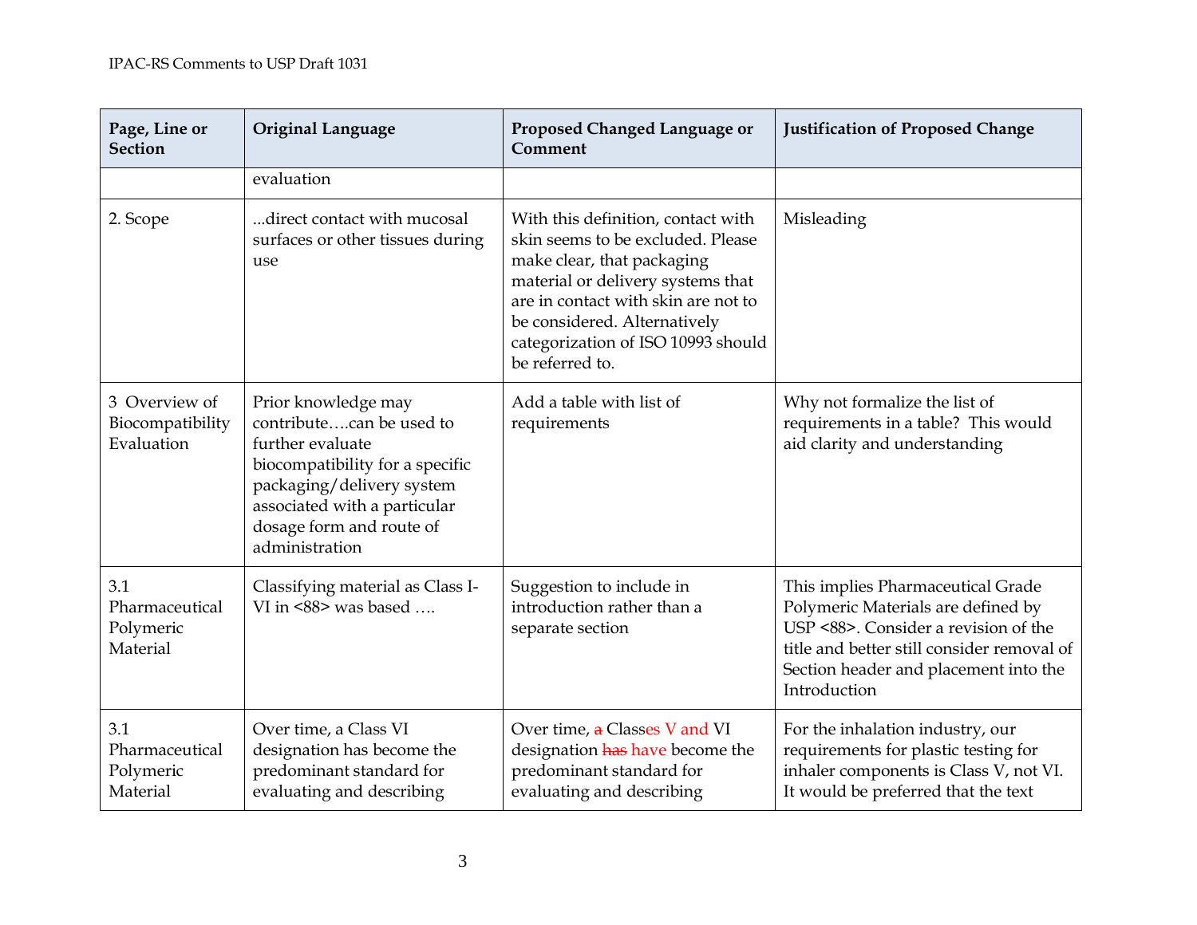| Page, Line or Section | Original Language | Proposed Changed Language or Comment | Justification of Proposed Change |
|---|---|---|---|
| | evaluation | | |
| 2. Scope | ...direct contact with mucosal surfaces or other tissues during use | With this definition, contact with skin seems to be excluded. Please make clear, that packaging material or delivery systems that are in contact with skin are not to be considered. Alternatively categorization of ISO 10993 should be referred to. | Misleading |
| 3 Overview of Biocompatibility Evaluation | Prior knowledge may contribute….can be used to further evaluate biocompatibility for a specific packaging/delivery system associated with a particular dosage form and route of administration | Add a table with list of requirements | Why not formalize the list of requirements in a table? This would aid clarity and understanding |
| 3.1 Pharmaceutical Polymeric Material | Classifying material as Class I-VI in <88> was based …. | Suggestion to include in introduction rather than a separate section | This implies Pharmaceutical Grade Polymeric Materials are defined by USP <88>. Consider a revision of the title and better still consider removal of Section header and placement into the Introduction |
| 3.1 Pharmaceutical Polymeric Material | Over time, a Class VI designation has become the predominant standard for evaluating and describing | Over time, ~~a~~ Classes V and VI designation ~~has~~ have become the predominant standard for evaluating and describing | For the inhalation industry, our requirements for plastic testing for inhaler components is Class V, not VI. It would be preferred that the text |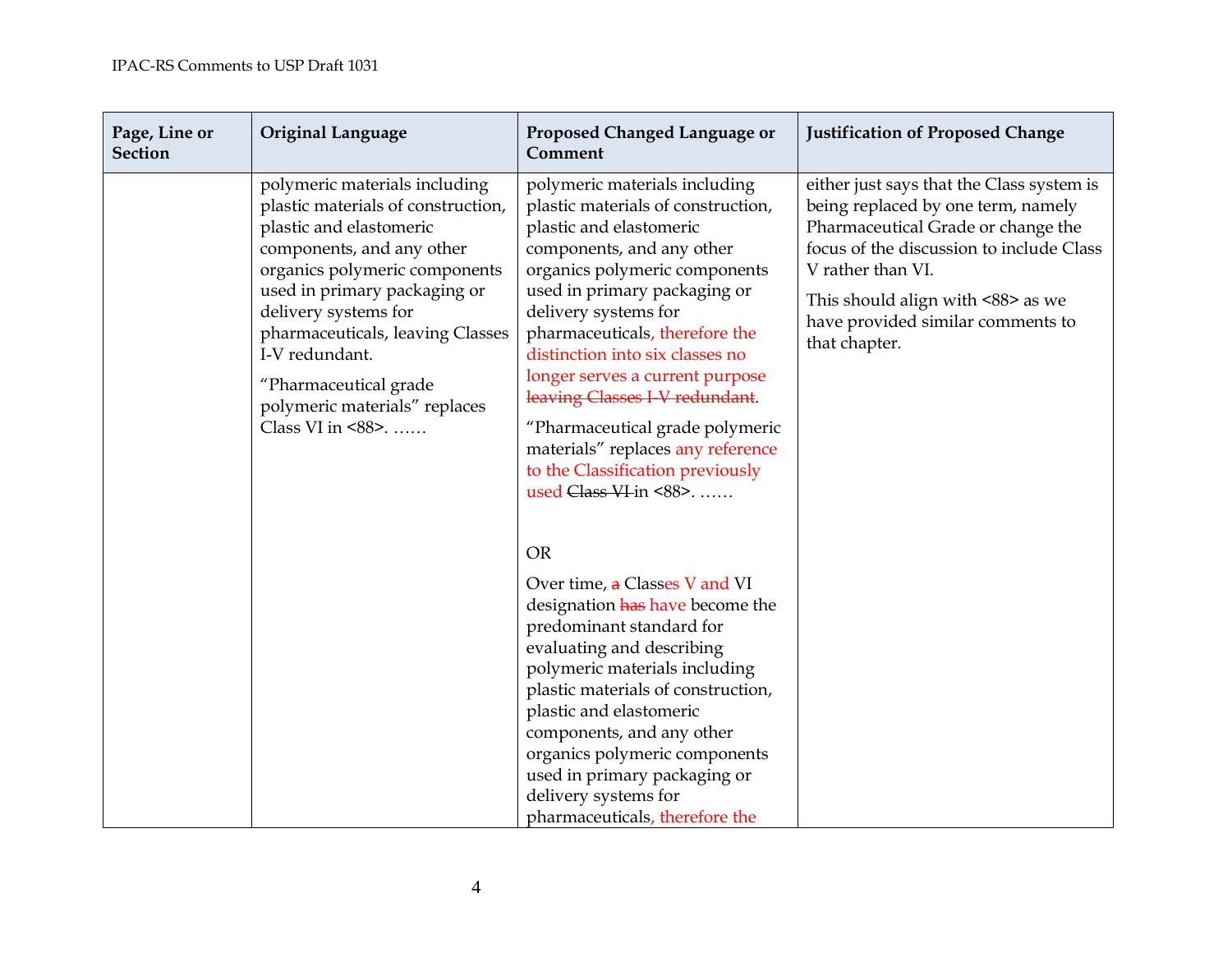| Page, Line or Section | Original Language | Proposed Changed Language or Comment | Justification of Proposed Change |
|---|---|---|---|
| | polymeric materials including plastic materials of construction, plastic and elastomeric components, and any other organics polymeric components used in primary packaging or delivery systems for pharmaceuticals, leaving Classes I-V redundant.<br><br>"Pharmaceutical grade polymeric materials" replaces Class VI in <88>. …… | polymeric materials including plastic materials of construction, plastic and elastomeric components, and any other organics polymeric components used in primary packaging or delivery systems for pharmaceuticals, therefore the distinction into six classes no longer serves a current purpose ~~leaving Classes I-V redundant~~.<br><br>"Pharmaceutical grade polymeric materials" replaces any reference to the Classification previously used ~~Class VI~~ in <88>. ……<br><br>OR<br><br>Over time, ~~a~~ Classes V and VI designation ~~has~~ have become the predominant standard for evaluating and describing polymeric materials including plastic materials of construction, plastic and elastomeric components, and any other organics polymeric components used in primary packaging or delivery systems for pharmaceuticals, therefore the | either just says that the Class system is being replaced by one term, namely Pharmaceutical Grade or change the focus of the discussion to include Class V rather than VI.<br><br>This should align with <88> as we have provided similar comments to that chapter. |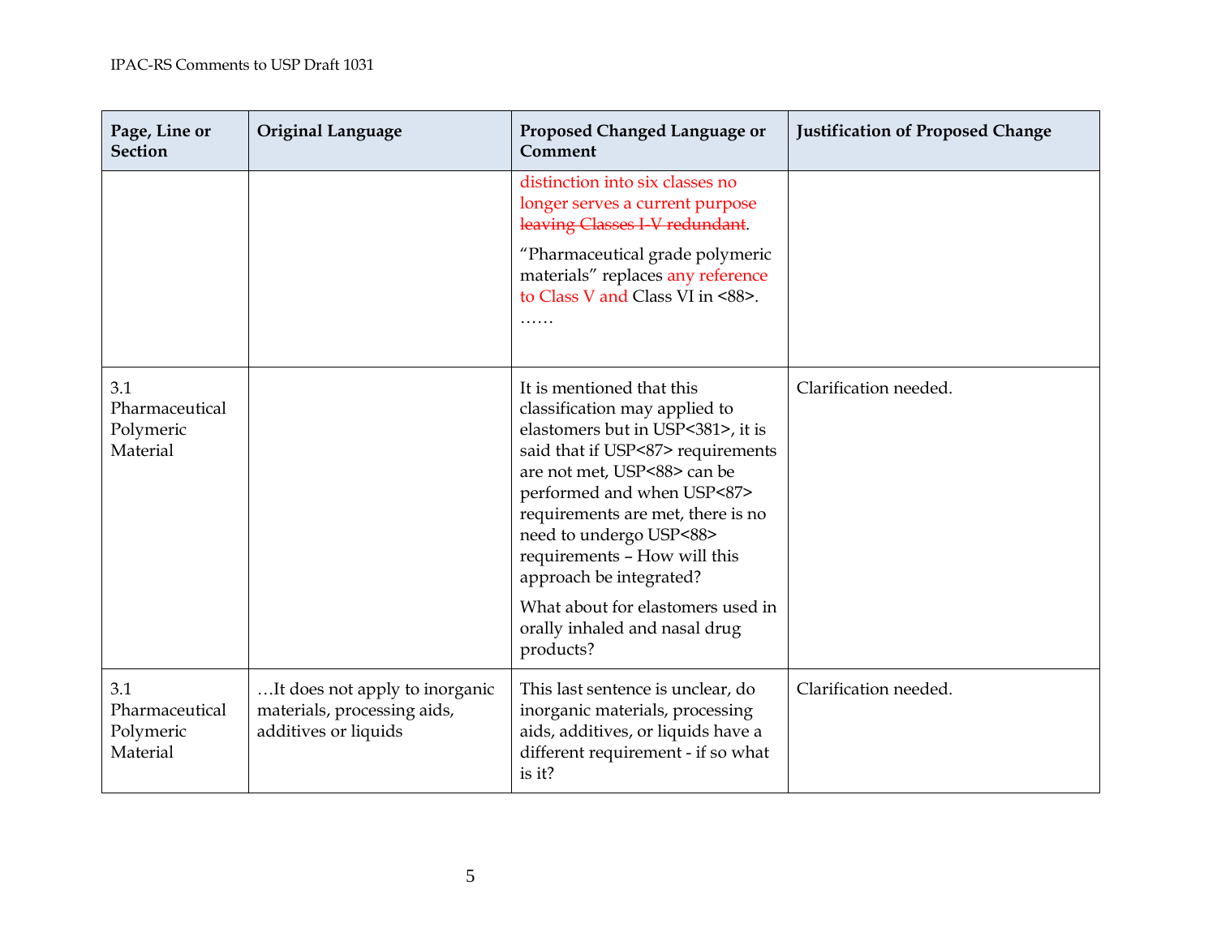| Page, Line or Section | Original Language | Proposed Changed Language or Comment | Justification of Proposed Change |
|---|---|---|---|
| | | distinction into six classes no longer serves a current purpose ~~leaving Classes I-V redundant~~.<br><br>“Pharmaceutical grade polymeric materials” replaces any reference to Class V and Class VI in <88>.<br>…… | |
| 3.1 Pharmaceutical Polymeric Material | | It is mentioned that this classification may applied to elastomers but in USP<381>, it is said that if USP<87> requirements are not met, USP<88> can be performed and when USP<87> requirements are met, there is no need to undergo USP<88> requirements – How will this approach be integrated?<br><br>What about for elastomers used in orally inhaled and nasal drug products? | Clarification needed. |
| 3.1 Pharmaceutical Polymeric Material | …It does not apply to inorganic materials, processing aids, additives or liquids | This last sentence is unclear, do inorganic materials, processing aids, additives, or liquids have a different requirement - if so what is it? | Clarification needed. |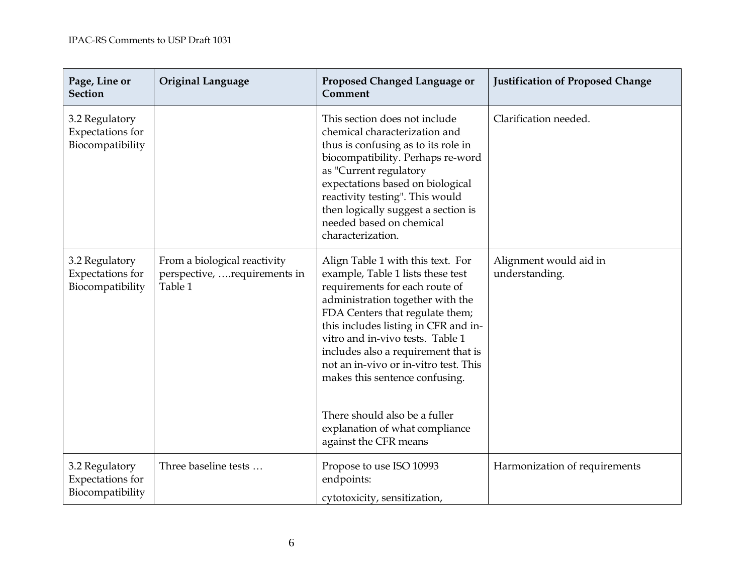| Page, Line or Section | Original Language | Proposed Changed Language or Comment | Justification of Proposed Change |
|---|---|---|---|
| 3.2 Regulatory Expectations for Biocompatibility | | This section does not include chemical characterization and thus is confusing as to its role in biocompatibility. Perhaps re-word as "Current regulatory expectations based on biological reactivity testing". This would then logically suggest a section is needed based on chemical characterization. | Clarification needed. |
| 3.2 Regulatory Expectations for Biocompatibility | From a biological reactivity perspective, ….requirements in Table 1 | Align Table 1 with this text. For example, Table 1 lists these test requirements for each route of administration together with the FDA Centers that regulate them; this includes listing in CFR and in-vitro and in-vivo tests. Table 1 includes also a requirement that is not an in-vivo or in-vitro test. This makes this sentence confusing.<br><br>There should also be a fuller explanation of what compliance against the CFR means | Alignment would aid in understanding. |
| 3.2 Regulatory Expectations for Biocompatibility | Three baseline tests … | Propose to use ISO 10993 endpoints:<br>cytotoxicity, sensitization, | Harmonization of requirements |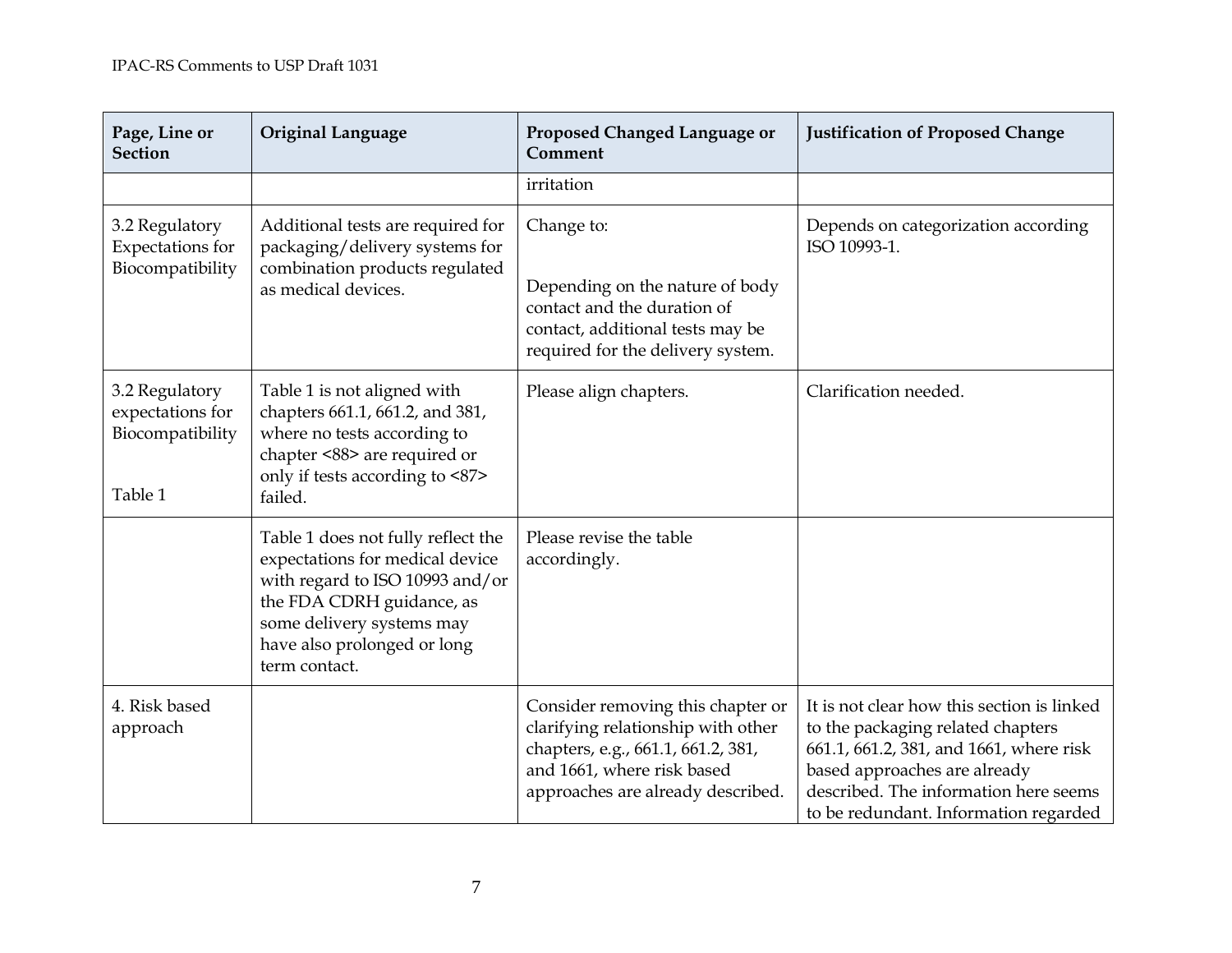| Page, Line or Section | Original Language | Proposed Changed Language or Comment | Justification of Proposed Change |
| --- | --- | --- | --- |
| | | irritation | |
| 3.2 Regulatory Expectations for Biocompatibility | Additional tests are required for packaging/delivery systems for combination products regulated as medical devices. | Change to:<br><br>Depending on the nature of body contact and the duration of contact, additional tests may be required for the delivery system. | Depends on categorization according ISO 10993-1. |
| 3.2 Regulatory expectations for Biocompatibility<br><br>Table 1 | Table 1 is not aligned with chapters 661.1, 661.2, and 381, where no tests according to chapter <88> are required or only if tests according to <87> failed. | Please align chapters. | Clarification needed. |
| | Table 1 does not fully reflect the expectations for medical device with regard to ISO 10993 and/or the FDA CDRH guidance, as some delivery systems may have also prolonged or long term contact. | Please revise the table accordingly. | |
| 4. Risk based approach | | Consider removing this chapter or clarifying relationship with other chapters, e.g., 661.1, 661.2, 381, and 1661, where risk based approaches are already described. | It is not clear how this section is linked to the packaging related chapters 661.1, 661.2, 381, and 1661, where risk based approaches are already described. The information here seems to be redundant. Information regarded |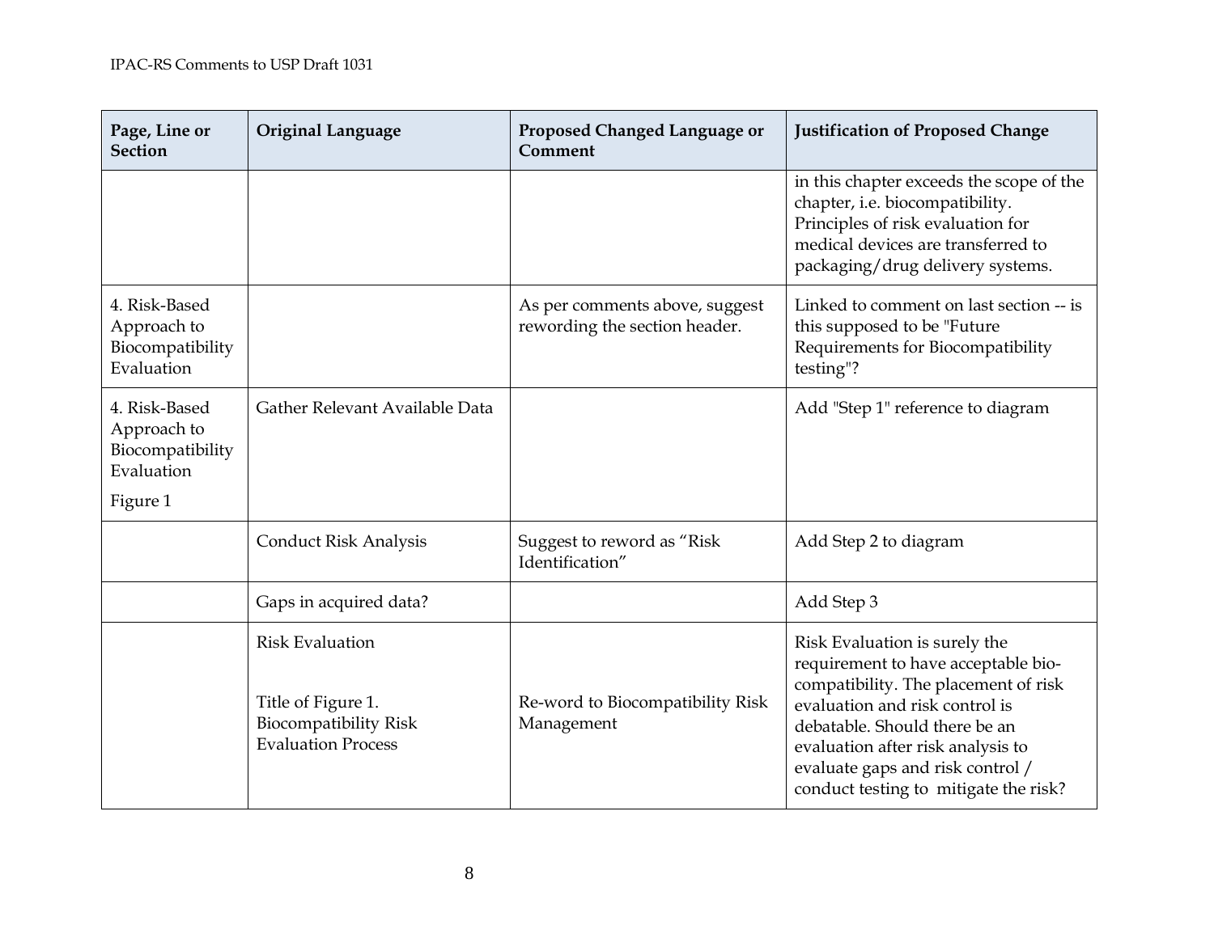| Page, Line or Section | Original Language | Proposed Changed Language or Comment | Justification of Proposed Change |
| --- | --- | --- | --- |
| | | | in this chapter exceeds the scope of the chapter, i.e. biocompatibility. Principles of risk evaluation for medical devices are transferred to packaging/drug delivery systems. |
| 4. Risk-Based Approach to Biocompatibility Evaluation | | As per comments above, suggest rewording the section header. | Linked to comment on last section -- is this supposed to be "Future Requirements for Biocompatibility testing"? |
| 4. Risk-Based Approach to Biocompatibility Evaluation<br><br>Figure 1 | Gather Relevant Available Data | | Add "Step 1" reference to diagram |
| | Conduct Risk Analysis | Suggest to reword as "Risk Identification" | Add Step 2 to diagram |
| | Gaps in acquired data? | | Add Step 3 |
| | Risk Evaluation<br><br>Title of Figure 1. Biocompatibility Risk Evaluation Process | Re-word to Biocompatibility Risk Management | Risk Evaluation is surely the requirement to have acceptable bio-compatibility. The placement of risk evaluation and risk control is debatable. Should there be an evaluation after risk analysis to evaluate gaps and risk control / conduct testing to mitigate the risk? |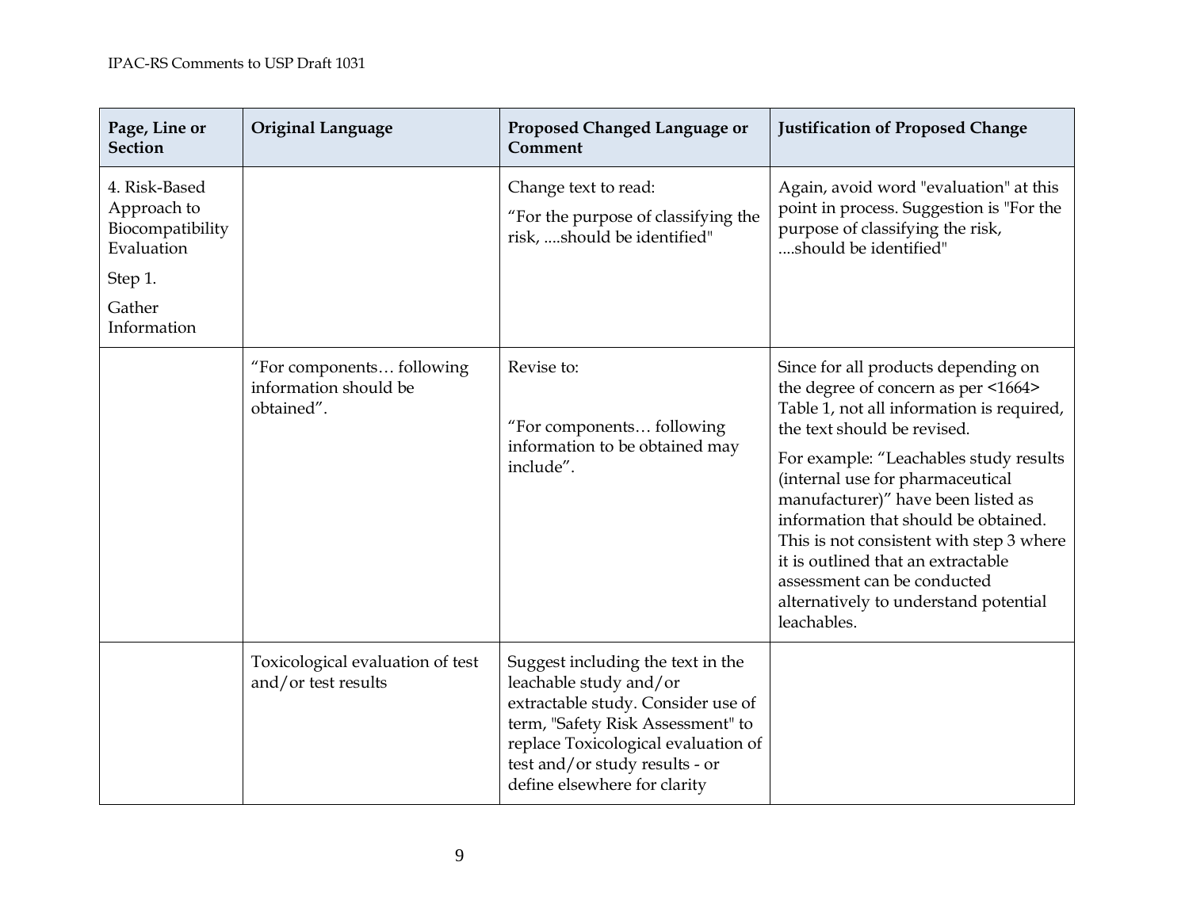| Page, Line or Section | Original Language | Proposed Changed Language or Comment | Justification of Proposed Change |
|---|---|---|---|
| 4. Risk-Based Approach to Biocompatibility Evaluation<br><br>Step 1.<br><br>Gather Information | | Change text to read:<br><br>"For the purpose of classifying the risk, ....should be identified" | Again, avoid word "evaluation" at this point in process. Suggestion is "For the purpose of classifying the risk, ....should be identified" |
| | "For components… following information should be obtained". | Revise to:<br><br>"For components… following information to be obtained may include". | Since for all products depending on the degree of concern as per <1664> Table 1, not all information is required, the text should be revised.<br><br>For example: "Leachables study results (internal use for pharmaceutical manufacturer)" have been listed as information that should be obtained. This is not consistent with step 3 where it is outlined that an extractable assessment can be conducted alternatively to understand potential leachables. |
| | Toxicological evaluation of test and/or test results | Suggest including the text in the leachable study and/or extractable study. Consider use of term, "Safety Risk Assessment" to replace Toxicological evaluation of test and/or study results - or define elsewhere for clarity | |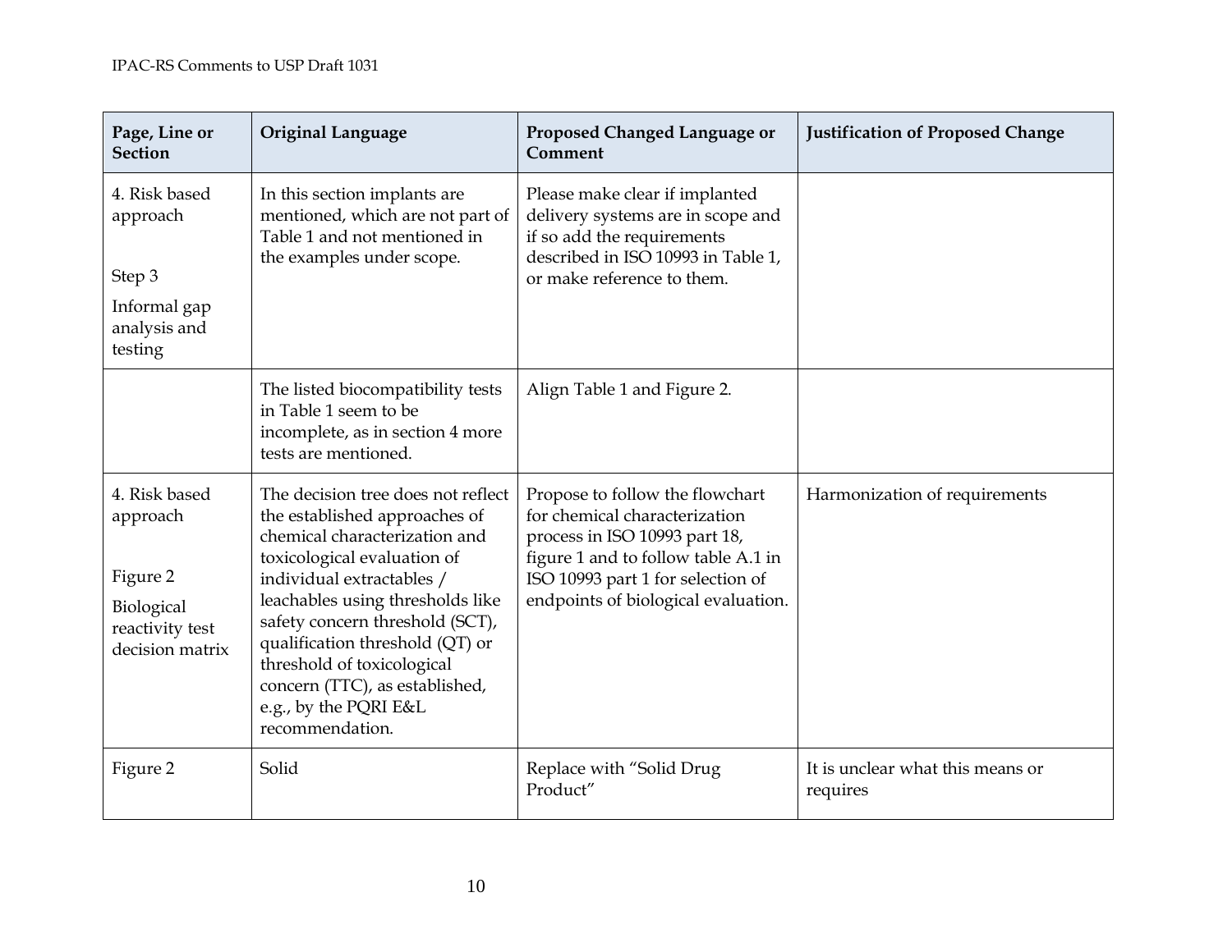| Page, Line or Section | Original Language | Proposed Changed Language or Comment | Justification of Proposed Change |
|---|---|---|---|
| 4. Risk based approach<br><br>Step 3<br><br>Informal gap analysis and testing | In this section implants are mentioned, which are not part of Table 1 and not mentioned in the examples under scope. | Please make clear if implanted delivery systems are in scope and if so add the requirements described in ISO 10993 in Table 1, or make reference to them. | |
| | The listed biocompatibility tests in Table 1 seem to be incomplete, as in section 4 more tests are mentioned. | Align Table 1 and Figure 2. | |
| 4. Risk based approach<br><br>Figure 2<br><br>Biological reactivity test decision matrix | The decision tree does not reflect the established approaches of chemical characterization and toxicological evaluation of individual extractables / leachables using thresholds like safety concern threshold (SCT), qualification threshold (QT) or threshold of toxicological concern (TTC), as established, e.g., by the PQRI E&L recommendation. | Propose to follow the flowchart for chemical characterization process in ISO 10993 part 18, figure 1 and to follow table A.1 in ISO 10993 part 1 for selection of endpoints of biological evaluation. | Harmonization of requirements |
| Figure 2 | Solid | Replace with "Solid Drug Product" | It is unclear what this means or requires |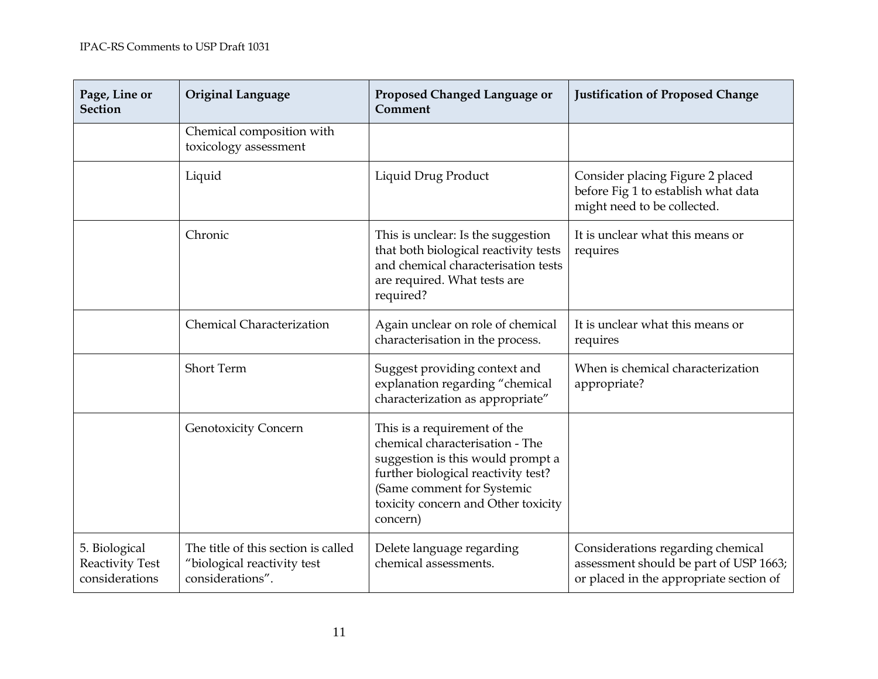| Page, Line or Section | Original Language | Proposed Changed Language or Comment | Justification of Proposed Change |
|---|---|---|---|
| | Chemical composition with toxicology assessment | | |
| | Liquid | Liquid Drug Product | Consider placing Figure 2 placed before Fig 1 to establish what data might need to be collected. |
| | Chronic | This is unclear: Is the suggestion that both biological reactivity tests and chemical characterisation tests are required. What tests are required? | It is unclear what this means or requires |
| | Chemical Characterization | Again unclear on role of chemical characterisation in the process. | It is unclear what this means or requires |
| | Short Term | Suggest providing context and explanation regarding "chemical characterization as appropriate" | When is chemical characterization appropriate? |
| | Genotoxicity Concern | This is a requirement of the chemical characterisation - The suggestion is this would prompt a further biological reactivity test? (Same comment for Systemic toxicity concern and Other toxicity concern) | |
| 5. Biological Reactivity Test considerations | The title of this section is called "biological reactivity test considerations". | Delete language regarding chemical assessments. | Considerations regarding chemical assessment should be part of USP 1663; or placed in the appropriate section of |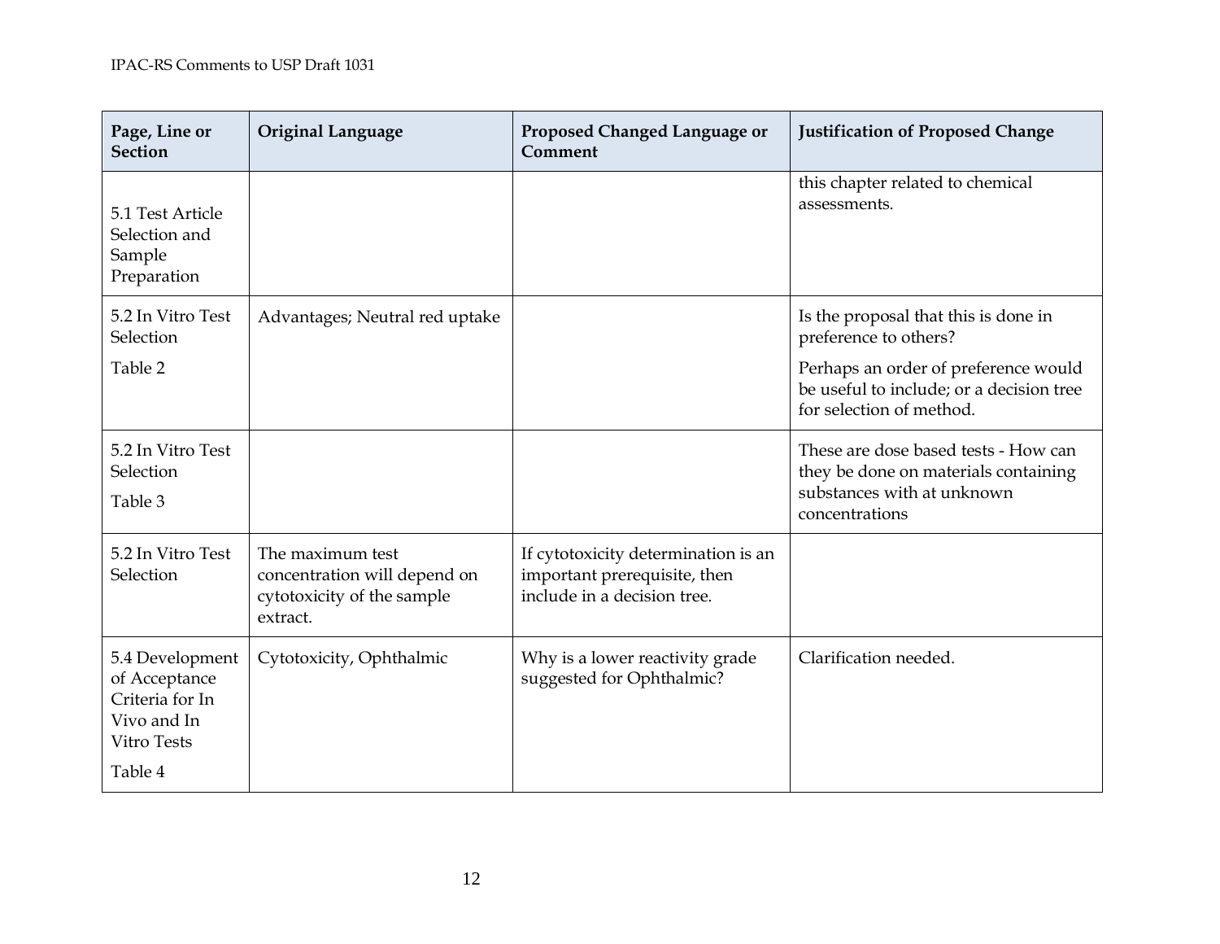| Page, Line or Section | Original Language | Proposed Changed Language or Comment | Justification of Proposed Change |
|---|---|---|---|
| 5.1 Test Article Selection and Sample Preparation | | | this chapter related to chemical assessments. |
| 5.2 In Vitro Test Selection<br><br>Table 2 | Advantages; Neutral red uptake | | Is the proposal that this is done in preference to others?<br><br>Perhaps an order of preference would be useful to include; or a decision tree for selection of method. |
| 5.2 In Vitro Test Selection<br><br>Table 3 | | | These are dose based tests - How can they be done on materials containing substances with at unknown concentrations |
| 5.2 In Vitro Test Selection | The maximum test concentration will depend on cytotoxicity of the sample extract. | If cytotoxicity determination is an important prerequisite, then include in a decision tree. | |
| 5.4 Development of Acceptance Criteria for In Vivo and In Vitro Tests<br><br>Table 4 | Cytotoxicity, Ophthalmic | Why is a lower reactivity grade suggested for Ophthalmic? | Clarification needed. |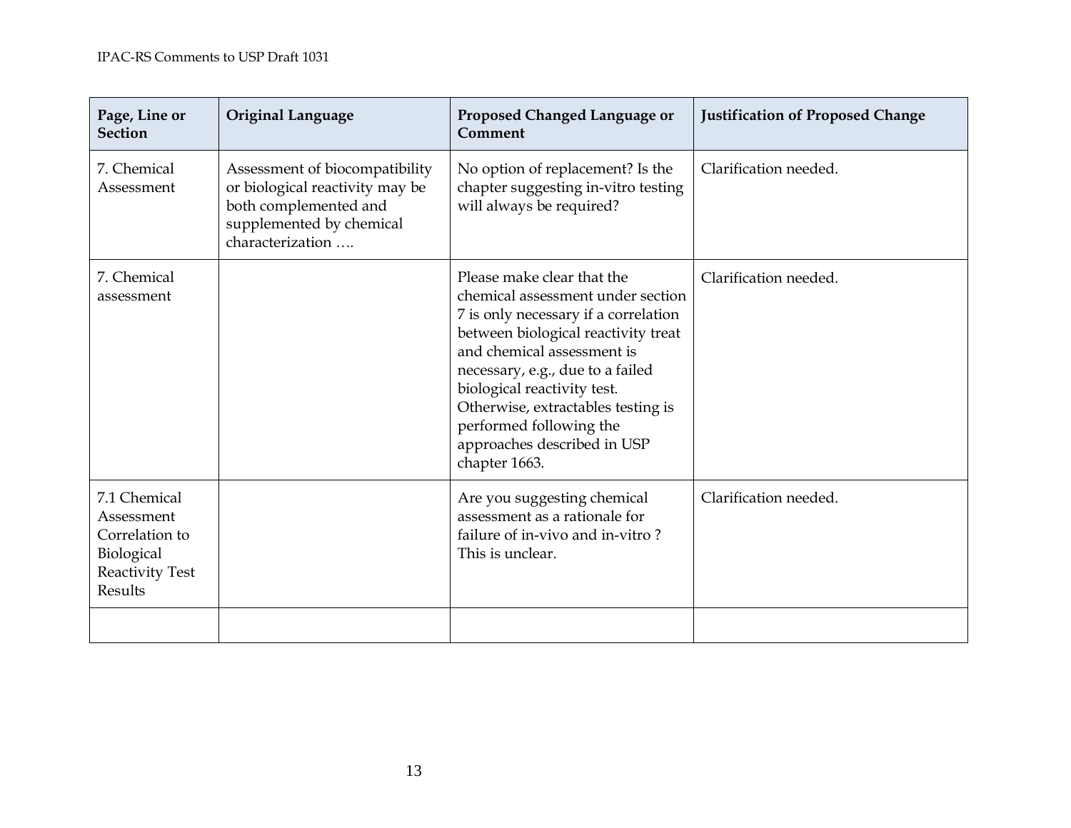| Page, Line or Section | Original Language | Proposed Changed Language or Comment | Justification of Proposed Change |
|---|---|---|---|
| 7. Chemical Assessment | Assessment of biocompatibility or biological reactivity may be both complemented and supplemented by chemical characterization …. | No option of replacement? Is the chapter suggesting in-vitro testing will always be required? | Clarification needed. |
| 7. Chemical assessment | | Please make clear that the chemical assessment under section 7 is only necessary if a correlation between biological reactivity treat and chemical assessment is necessary, e.g., due to a failed biological reactivity test. Otherwise, extractables testing is performed following the approaches described in USP chapter 1663. | Clarification needed. |
| 7.1 Chemical Assessment Correlation to Biological Reactivity Test Results | | Are you suggesting chemical assessment as a rationale for failure of in-vivo and in-vitro ? This is unclear. | Clarification needed. |
| | | | |